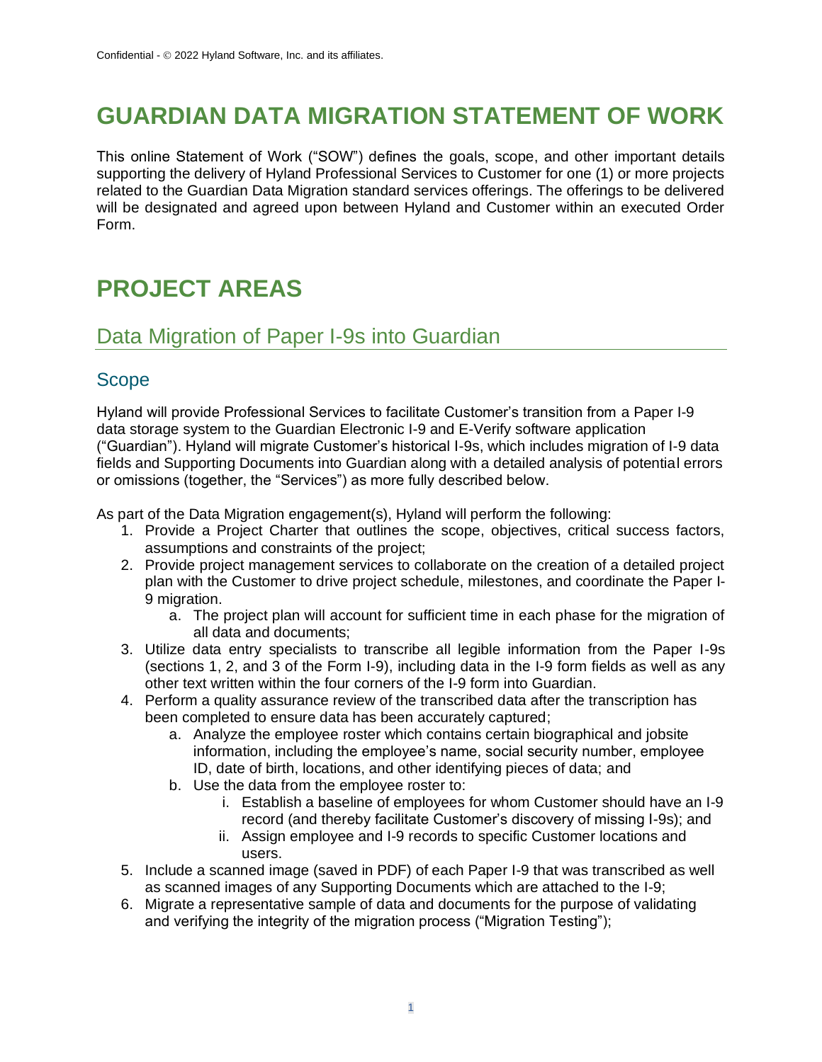# GUARDIAN DATA MIGRATION STATEMENT OF WORK

This online Statement of Work ("SOW") defines the goals, scope, and other important details supporting the delivery of Hyland Professional Services to Customer for one (1) or more projects related to the Guardian Data Migration standard services offerings. The offerings to be delivered will be designated and agreed upon between Hyland and Customer within an executed Order Form.

# PROJECT AREAS

## Data Migration of Paper I-9s into Guardian

### Scope

Hyland will provide Professional Services to facilitate Customer's transition from a Paper I-9 data storage system to the Guardian Electronic I-9 and E-Verify software application ("Guardian"). Hyland will migrate Customer's historical I-9s, which includes migration of I-9 data fields and Supporting Documents into Guardian along with a detailed analysis of potential errors or omissions (together, the "Services") as more fully described below.

As part of the Data Migration engagement(s), Hyland will perform the following:

1. Provide a Project Charter that outlines the scope, objectives, critical success factors, assumptions and constraints of the project;
2. Provide project management services to collaborate on the creation of a detailed project plan with the Customer to drive project schedule, milestones, and coordinate the Paper I-9 migration.
   a. The project plan will account for sufficient time in each phase for the migration of all data and documents;
3. Utilize data entry specialists to transcribe all legible information from the Paper I-9s (sections 1, 2, and 3 of the Form I-9), including data in the I-9 form fields as well as any other text written within the four corners of the I-9 form into Guardian.
4. Perform a quality assurance review of the transcribed data after the transcription has been completed to ensure data has been accurately captured;
   a. Analyze the employee roster which contains certain biographical and jobsite information, including the employee's name, social security number, employee ID, date of birth, locations, and other identifying pieces of data; and
   b. Use the data from the employee roster to:
      i. Establish a baseline of employees for whom Customer should have an I-9 record (and thereby facilitate Customer's discovery of missing I-9s); and
      ii. Assign employee and I-9 records to specific Customer locations and users.
5. Include a scanned image (saved in PDF) of each Paper I-9 that was transcribed as well as scanned images of any Supporting Documents which are attached to the I-9;
6. Migrate a representative sample of data and documents for the purpose of validating and verifying the integrity of the migration process ("Migration Testing");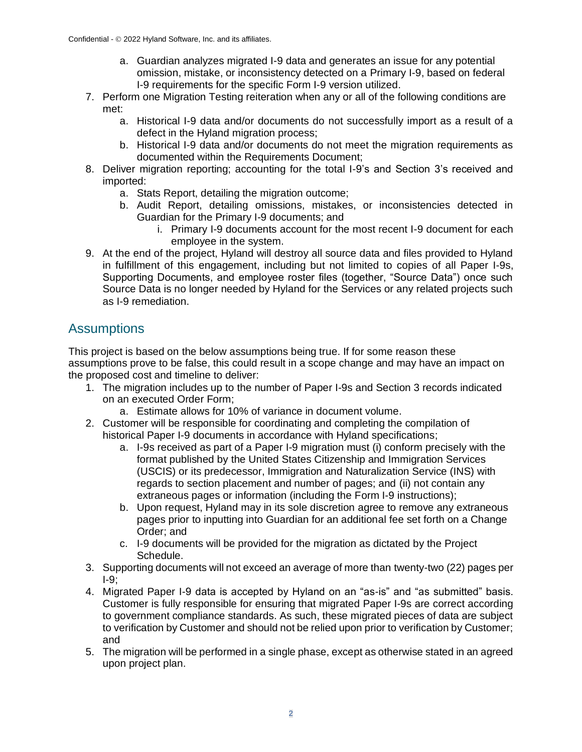a. Guardian analyzes migrated I-9 data and generates an issue for any potential omission, mistake, or inconsistency detected on a Primary I-9, based on federal I-9 requirements for the specific Form I-9 version utilized.

7. Perform one Migration Testing reiteration when any or all of the following conditions are met:
   a. Historical I-9 data and/or documents do not successfully import as a result of a defect in the Hyland migration process;
   b. Historical I-9 data and/or documents do not meet the migration requirements as documented within the Requirements Document;
8. Deliver migration reporting; accounting for the total I-9's and Section 3's received and imported:
   a. Stats Report, detailing the migration outcome;
   b. Audit Report, detailing omissions, mistakes, or inconsistencies detected in Guardian for the Primary I-9 documents; and
      i. Primary I-9 documents account for the most recent I-9 document for each employee in the system.
9. At the end of the project, Hyland will destroy all source data and files provided to Hyland in fulfillment of this engagement, including but not limited to copies of all Paper I-9s, Supporting Documents, and employee roster files (together, "Source Data") once such Source Data is no longer needed by Hyland for the Services or any related projects such as I-9 remediation.

## Assumptions

This project is based on the below assumptions being true. If for some reason these assumptions prove to be false, this could result in a scope change and may have an impact on the proposed cost and timeline to deliver:

1. The migration includes up to the number of Paper I-9s and Section 3 records indicated on an executed Order Form;
   a. Estimate allows for 10% of variance in document volume.
2. Customer will be responsible for coordinating and completing the compilation of historical Paper I-9 documents in accordance with Hyland specifications;
   a. I-9s received as part of a Paper I-9 migration must (i) conform precisely with the format published by the United States Citizenship and Immigration Services (USCIS) or its predecessor, Immigration and Naturalization Service (INS) with regards to section placement and number of pages; and (ii) not contain any extraneous pages or information (including the Form I-9 instructions);
   b. Upon request, Hyland may in its sole discretion agree to remove any extraneous pages prior to inputting into Guardian for an additional fee set forth on a Change Order; and
   c. I-9 documents will be provided for the migration as dictated by the Project Schedule.
3. Supporting documents will not exceed an average of more than twenty-two (22) pages per I-9;
4. Migrated Paper I-9 data is accepted by Hyland on an "as-is" and "as submitted" basis. Customer is fully responsible for ensuring that migrated Paper I-9s are correct according to government compliance standards. As such, these migrated pieces of data are subject to verification by Customer and should not be relied upon prior to verification by Customer; and
5. The migration will be performed in a single phase, except as otherwise stated in an agreed upon project plan.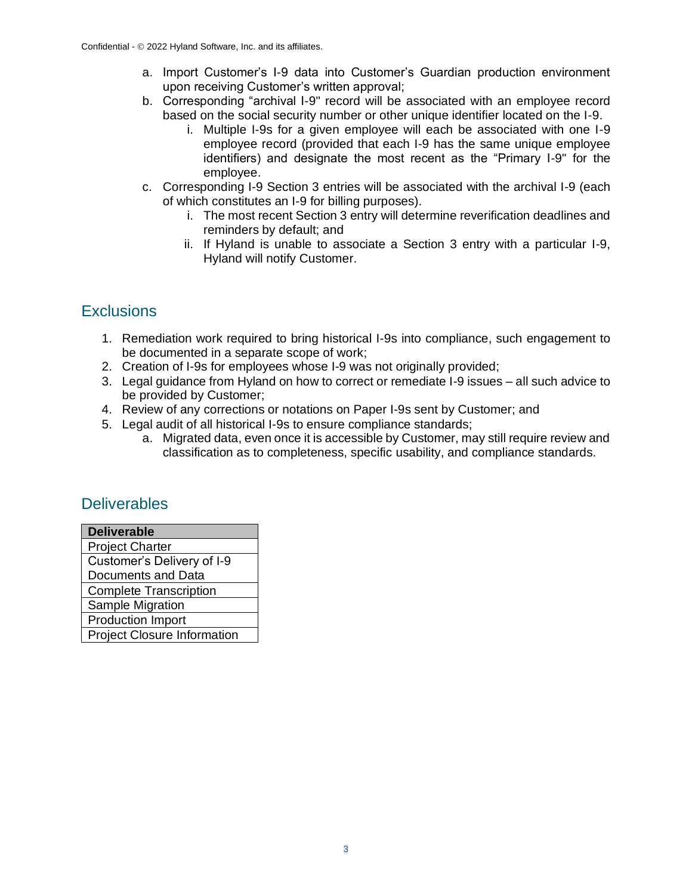a. Import Customer's I-9 data into Customer's Guardian production environment upon receiving Customer's written approval;
b. Corresponding "archival I-9" record will be associated with an employee record based on the social security number or other unique identifier located on the I-9.
    i. Multiple I-9s for a given employee will each be associated with one I-9 employee record (provided that each I-9 has the same unique employee identifiers) and designate the most recent as the "Primary I-9" for the employee.
c. Corresponding I-9 Section 3 entries will be associated with the archival I-9 (each of which constitutes an I-9 for billing purposes).
    i. The most recent Section 3 entry will determine reverification deadlines and reminders by default; and
    ii. If Hyland is unable to associate a Section 3 entry with a particular I-9, Hyland will notify Customer.

## Exclusions

1. Remediation work required to bring historical I-9s into compliance, such engagement to be documented in a separate scope of work;
2. Creation of I-9s for employees whose I-9 was not originally provided;
3. Legal guidance from Hyland on how to correct or remediate I-9 issues – all such advice to be provided by Customer;
4. Review of any corrections or notations on Paper I-9s sent by Customer; and
5. Legal audit of all historical I-9s to ensure compliance standards;
    a. Migrated data, even once it is accessible by Customer, may still require review and classification as to completeness, specific usability, and compliance standards.

## Deliverables

| Deliverable |
| --- |
| Project Charter |
| Customer's Delivery of I-9 Documents and Data |
| Complete Transcription |
| Sample Migration |
| Production Import |
| Project Closure Information |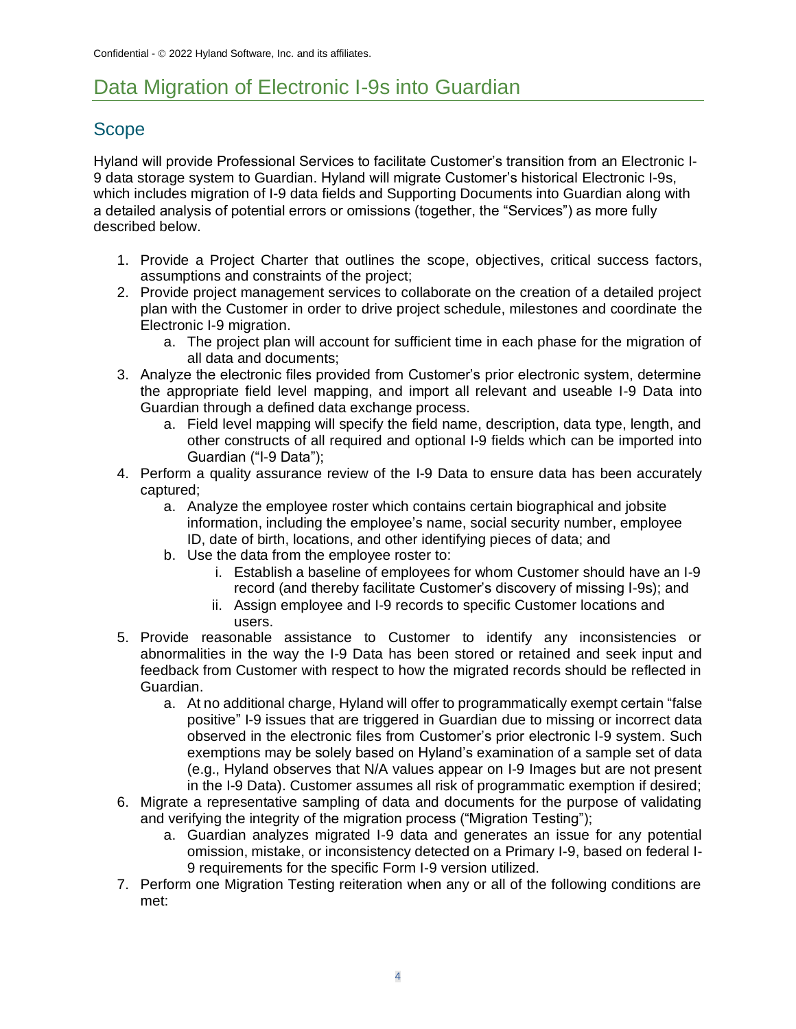# Data Migration of Electronic I-9s into Guardian

## Scope

Hyland will provide Professional Services to facilitate Customer's transition from an Electronic I-9 data storage system to Guardian. Hyland will migrate Customer's historical Electronic I-9s, which includes migration of I-9 data fields and Supporting Documents into Guardian along with a detailed analysis of potential errors or omissions (together, the "Services") as more fully described below.

1. Provide a Project Charter that outlines the scope, objectives, critical success factors, assumptions and constraints of the project;
2. Provide project management services to collaborate on the creation of a detailed project plan with the Customer in order to drive project schedule, milestones and coordinate the Electronic I-9 migration.
   a. The project plan will account for sufficient time in each phase for the migration of all data and documents;
3. Analyze the electronic files provided from Customer's prior electronic system, determine the appropriate field level mapping, and import all relevant and useable I-9 Data into Guardian through a defined data exchange process.
   a. Field level mapping will specify the field name, description, data type, length, and other constructs of all required and optional I-9 fields which can be imported into Guardian ("I-9 Data");
4. Perform a quality assurance review of the I-9 Data to ensure data has been accurately captured;
   a. Analyze the employee roster which contains certain biographical and jobsite information, including the employee's name, social security number, employee ID, date of birth, locations, and other identifying pieces of data; and
   b. Use the data from the employee roster to:
      i. Establish a baseline of employees for whom Customer should have an I-9 record (and thereby facilitate Customer's discovery of missing I-9s); and
      ii. Assign employee and I-9 records to specific Customer locations and users.
5. Provide reasonable assistance to Customer to identify any inconsistencies or abnormalities in the way the I-9 Data has been stored or retained and seek input and feedback from Customer with respect to how the migrated records should be reflected in Guardian.
   a. At no additional charge, Hyland will offer to programmatically exempt certain "false positive" I-9 issues that are triggered in Guardian due to missing or incorrect data observed in the electronic files from Customer's prior electronic I-9 system. Such exemptions may be solely based on Hyland's examination of a sample set of data (e.g., Hyland observes that N/A values appear on I-9 Images but are not present in the I-9 Data). Customer assumes all risk of programmatic exemption if desired;
6. Migrate a representative sampling of data and documents for the purpose of validating and verifying the integrity of the migration process ("Migration Testing");
   a. Guardian analyzes migrated I-9 data and generates an issue for any potential omission, mistake, or inconsistency detected on a Primary I-9, based on federal I-9 requirements for the specific Form I-9 version utilized.
7. Perform one Migration Testing reiteration when any or all of the following conditions are met: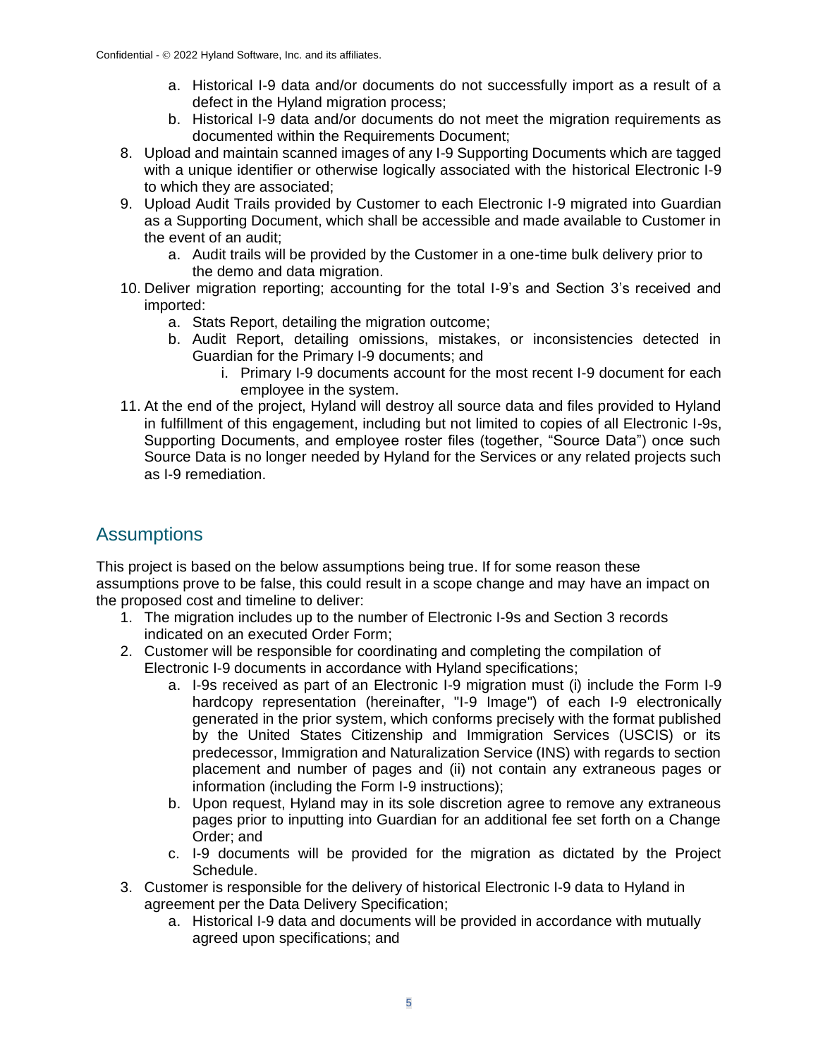a. Historical I-9 data and/or documents do not successfully import as a result of a defect in the Hyland migration process;
   b. Historical I-9 data and/or documents do not meet the migration requirements as documented within the Requirements Document;
8. Upload and maintain scanned images of any I-9 Supporting Documents which are tagged with a unique identifier or otherwise logically associated with the historical Electronic I-9 to which they are associated;
9. Upload Audit Trails provided by Customer to each Electronic I-9 migrated into Guardian as a Supporting Document, which shall be accessible and made available to Customer in the event of an audit;
   a. Audit trails will be provided by the Customer in a one-time bulk delivery prior to the demo and data migration.
10. Deliver migration reporting; accounting for the total I-9's and Section 3's received and imported:
    a. Stats Report, detailing the migration outcome;
    b. Audit Report, detailing omissions, mistakes, or inconsistencies detected in Guardian for the Primary I-9 documents; and
       i. Primary I-9 documents account for the most recent I-9 document for each employee in the system.
11. At the end of the project, Hyland will destroy all source data and files provided to Hyland in fulfillment of this engagement, including but not limited to copies of all Electronic I-9s, Supporting Documents, and employee roster files (together, "Source Data") once such Source Data is no longer needed by Hyland for the Services or any related projects such as I-9 remediation.

## Assumptions

This project is based on the below assumptions being true. If for some reason these assumptions prove to be false, this could result in a scope change and may have an impact on the proposed cost and timeline to deliver:

1. The migration includes up to the number of Electronic I-9s and Section 3 records indicated on an executed Order Form;
2. Customer will be responsible for coordinating and completing the compilation of Electronic I-9 documents in accordance with Hyland specifications;
   a. I-9s received as part of an Electronic I-9 migration must (i) include the Form I-9 hardcopy representation (hereinafter, "I-9 Image") of each I-9 electronically generated in the prior system, which conforms precisely with the format published by the United States Citizenship and Immigration Services (USCIS) or its predecessor, Immigration and Naturalization Service (INS) with regards to section placement and number of pages and (ii) not contain any extraneous pages or information (including the Form I-9 instructions);
   b. Upon request, Hyland may in its sole discretion agree to remove any extraneous pages prior to inputting into Guardian for an additional fee set forth on a Change Order; and
   c. I-9 documents will be provided for the migration as dictated by the Project Schedule.
3. Customer is responsible for the delivery of historical Electronic I-9 data to Hyland in agreement per the Data Delivery Specification;
   a. Historical I-9 data and documents will be provided in accordance with mutually agreed upon specifications; and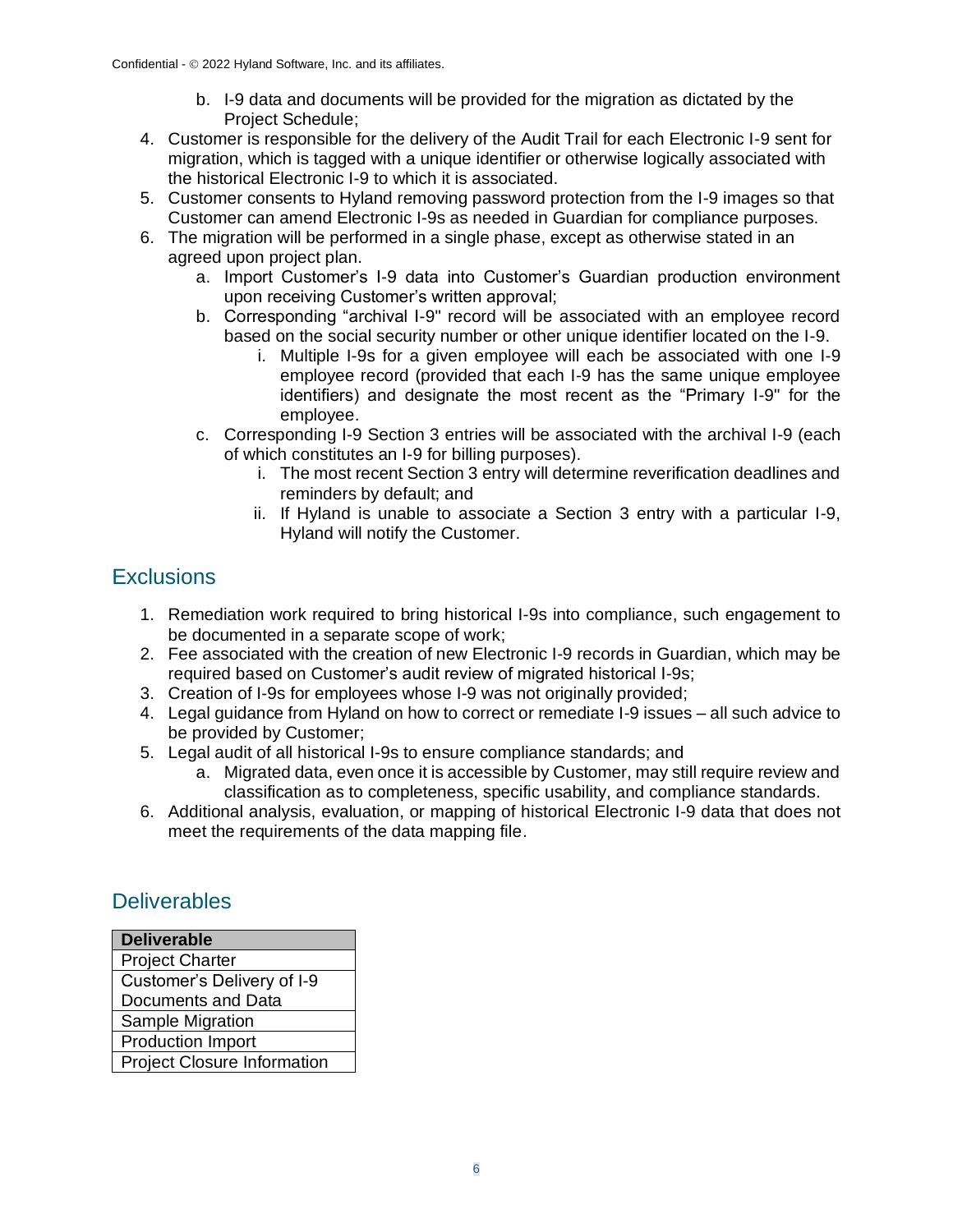b. I-9 data and documents will be provided for the migration as dictated by the Project Schedule;

4. Customer is responsible for the delivery of the Audit Trail for each Electronic I-9 sent for migration, which is tagged with a unique identifier or otherwise logically associated with the historical Electronic I-9 to which it is associated.
5. Customer consents to Hyland removing password protection from the I-9 images so that Customer can amend Electronic I-9s as needed in Guardian for compliance purposes.
6. The migration will be performed in a single phase, except as otherwise stated in an agreed upon project plan.
   a. Import Customer's I-9 data into Customer's Guardian production environment upon receiving Customer's written approval;
   b. Corresponding "archival I-9" record will be associated with an employee record based on the social security number or other unique identifier located on the I-9.
      i. Multiple I-9s for a given employee will each be associated with one I-9 employee record (provided that each I-9 has the same unique employee identifiers) and designate the most recent as the "Primary I-9" for the employee.
   c. Corresponding I-9 Section 3 entries will be associated with the archival I-9 (each of which constitutes an I-9 for billing purposes).
      i. The most recent Section 3 entry will determine reverification deadlines and reminders by default; and
      ii. If Hyland is unable to associate a Section 3 entry with a particular I-9, Hyland will notify the Customer.

## Exclusions

1. Remediation work required to bring historical I-9s into compliance, such engagement to be documented in a separate scope of work;
2. Fee associated with the creation of new Electronic I-9 records in Guardian, which may be required based on Customer's audit review of migrated historical I-9s;
3. Creation of I-9s for employees whose I-9 was not originally provided;
4. Legal guidance from Hyland on how to correct or remediate I-9 issues – all such advice to be provided by Customer;
5. Legal audit of all historical I-9s to ensure compliance standards; and
   a. Migrated data, even once it is accessible by Customer, may still require review and classification as to completeness, specific usability, and compliance standards.
6. Additional analysis, evaluation, or mapping of historical Electronic I-9 data that does not meet the requirements of the data mapping file.

## Deliverables

| Deliverable |
| --- |
| Project Charter |
| Customer's Delivery of I-9 Documents and Data |
| Sample Migration |
| Production Import |
| Project Closure Information |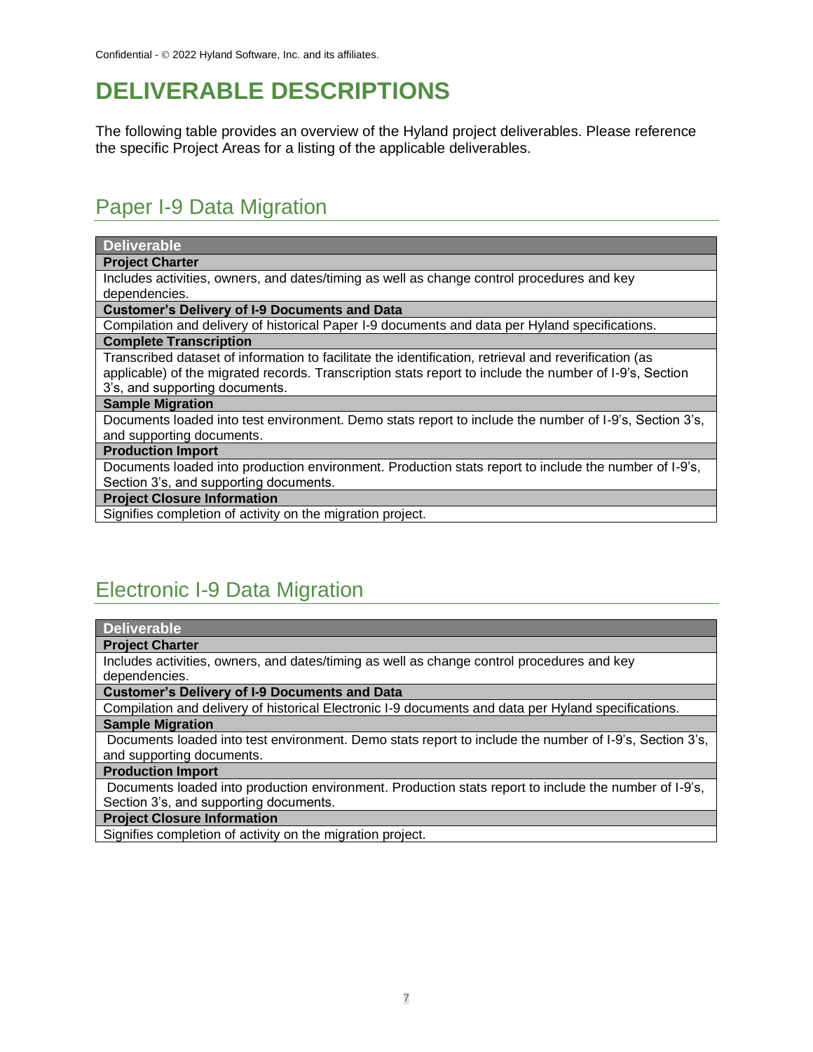# DELIVERABLE DESCRIPTIONS

The following table provides an overview of the Hyland project deliverables. Please reference the specific Project Areas for a listing of the applicable deliverables.

## Paper I-9 Data Migration

| Deliverable |
| --- |
| **Project Charter** |
| Includes activities, owners, and dates/timing as well as change control procedures and key dependencies. |
| **Customer's Delivery of I-9 Documents and Data** |
| Compilation and delivery of historical Paper I-9 documents and data per Hyland specifications. |
| **Complete Transcription** |
| Transcribed dataset of information to facilitate the identification, retrieval and reverification (as applicable) of the migrated records. Transcription stats report to include the number of I-9's, Section 3's, and supporting documents. |
| **Sample Migration** |
| Documents loaded into test environment. Demo stats report to include the number of I-9's, Section 3's, and supporting documents. |
| **Production Import** |
| Documents loaded into production environment. Production stats report to include the number of I-9's, Section 3's, and supporting documents. |
| **Project Closure Information** |
| Signifies completion of activity on the migration project. |

## Electronic I-9 Data Migration

| Deliverable |
| --- |
| **Project Charter** |
| Includes activities, owners, and dates/timing as well as change control procedures and key dependencies. |
| **Customer's Delivery of I-9 Documents and Data** |
| Compilation and delivery of historical Electronic I-9 documents and data per Hyland specifications. |
| **Sample Migration** |
| Documents loaded into test environment. Demo stats report to include the number of I-9's, Section 3's, and supporting documents. |
| **Production Import** |
| Documents loaded into production environment. Production stats report to include the number of I-9's, Section 3's, and supporting documents. |
| **Project Closure Information** |
| Signifies completion of activity on the migration project. |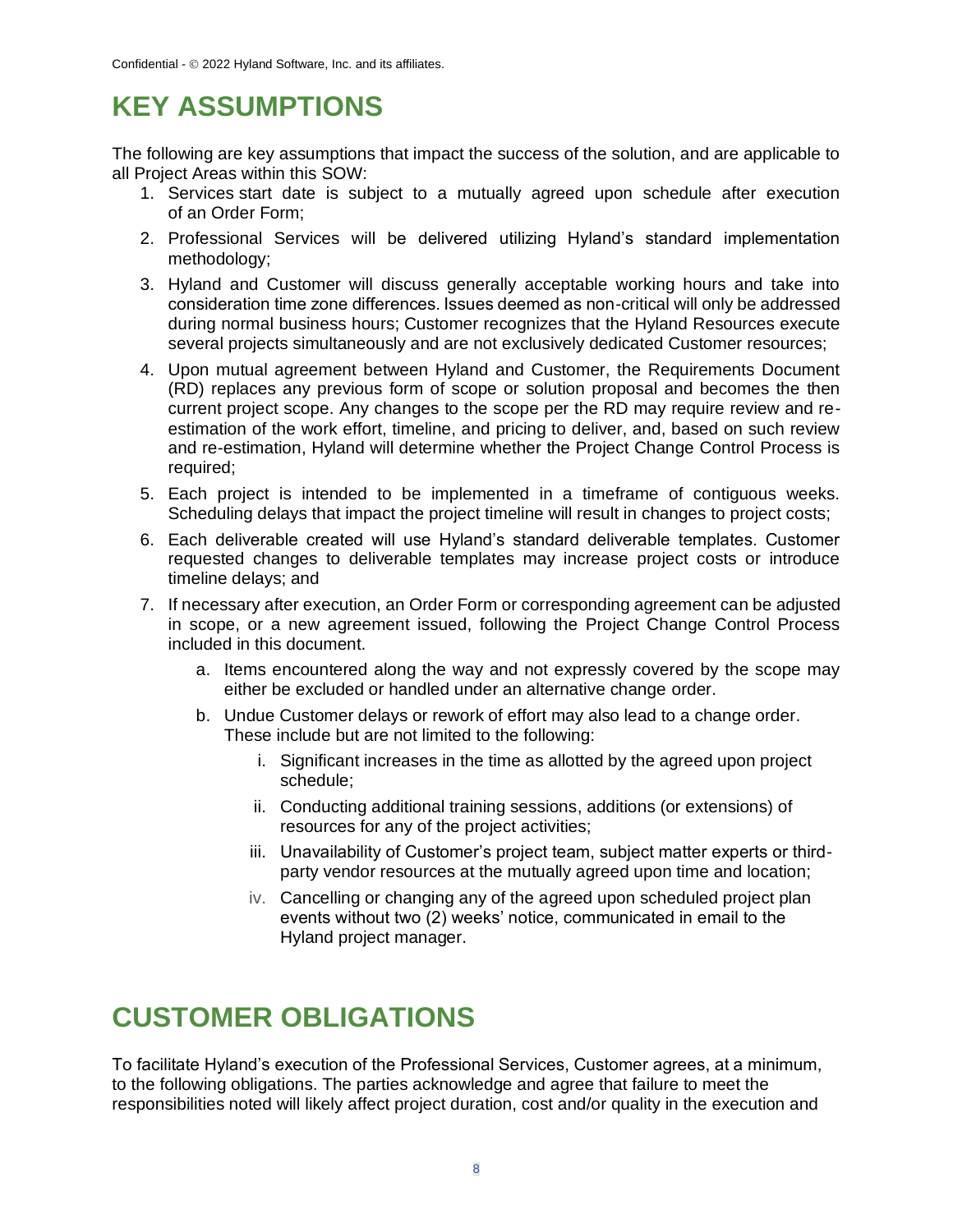# KEY ASSUMPTIONS

The following are key assumptions that impact the success of the solution, and are applicable to all Project Areas within this SOW:

1. Services start date is subject to a mutually agreed upon schedule after execution of an Order Form;
2. Professional Services will be delivered utilizing Hyland's standard implementation methodology;
3. Hyland and Customer will discuss generally acceptable working hours and take into consideration time zone differences. Issues deemed as non-critical will only be addressed during normal business hours; Customer recognizes that the Hyland Resources execute several projects simultaneously and are not exclusively dedicated Customer resources;
4. Upon mutual agreement between Hyland and Customer, the Requirements Document (RD) replaces any previous form of scope or solution proposal and becomes the then current project scope. Any changes to the scope per the RD may require review and re-estimation of the work effort, timeline, and pricing to deliver, and, based on such review and re-estimation, Hyland will determine whether the Project Change Control Process is required;
5. Each project is intended to be implemented in a timeframe of contiguous weeks. Scheduling delays that impact the project timeline will result in changes to project costs;
6. Each deliverable created will use Hyland's standard deliverable templates. Customer requested changes to deliverable templates may increase project costs or introduce timeline delays; and
7. If necessary after execution, an Order Form or corresponding agreement can be adjusted in scope, or a new agreement issued, following the Project Change Control Process included in this document.
   a. Items encountered along the way and not expressly covered by the scope may either be excluded or handled under an alternative change order.
   b. Undue Customer delays or rework of effort may also lead to a change order. These include but are not limited to the following:
      i. Significant increases in the time as allotted by the agreed upon project schedule;
      ii. Conducting additional training sessions, additions (or extensions) of resources for any of the project activities;
      iii. Unavailability of Customer's project team, subject matter experts or third-party vendor resources at the mutually agreed upon time and location;
      iv. Cancelling or changing any of the agreed upon scheduled project plan events without two (2) weeks' notice, communicated in email to the Hyland project manager.

# CUSTOMER OBLIGATIONS

To facilitate Hyland's execution of the Professional Services, Customer agrees, at a minimum, to the following obligations. The parties acknowledge and agree that failure to meet the responsibilities noted will likely affect project duration, cost and/or quality in the execution and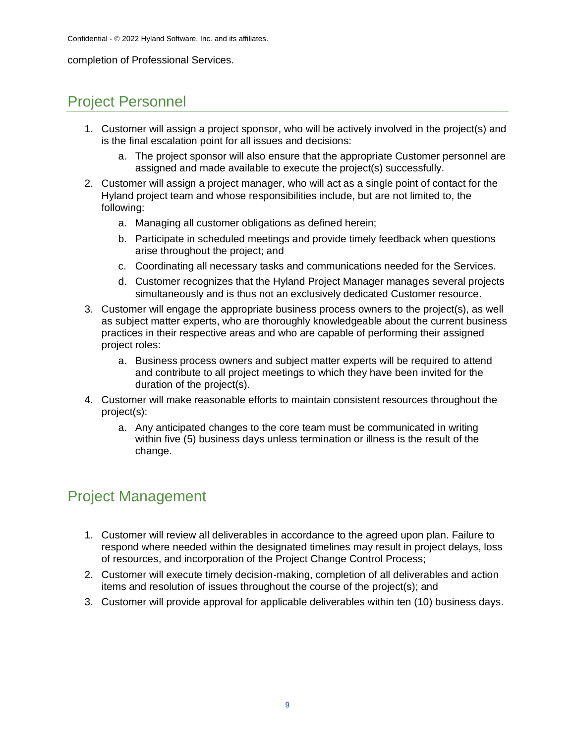completion of Professional Services.

## Project Personnel

1. Customer will assign a project sponsor, who will be actively involved in the project(s) and is the final escalation point for all issues and decisions:
    a. The project sponsor will also ensure that the appropriate Customer personnel are assigned and made available to execute the project(s) successfully.
2. Customer will assign a project manager, who will act as a single point of contact for the Hyland project team and whose responsibilities include, but are not limited to, the following:
    a. Managing all customer obligations as defined herein;
    b. Participate in scheduled meetings and provide timely feedback when questions arise throughout the project; and
    c. Coordinating all necessary tasks and communications needed for the Services.
    d. Customer recognizes that the Hyland Project Manager manages several projects simultaneously and is thus not an exclusively dedicated Customer resource.
3. Customer will engage the appropriate business process owners to the project(s), as well as subject matter experts, who are thoroughly knowledgeable about the current business practices in their respective areas and who are capable of performing their assigned project roles:
    a. Business process owners and subject matter experts will be required to attend and contribute to all project meetings to which they have been invited for the duration of the project(s).
4. Customer will make reasonable efforts to maintain consistent resources throughout the project(s):
    a. Any anticipated changes to the core team must be communicated in writing within five (5) business days unless termination or illness is the result of the change.

## Project Management

1. Customer will review all deliverables in accordance to the agreed upon plan. Failure to respond where needed within the designated timelines may result in project delays, loss of resources, and incorporation of the Project Change Control Process;
2. Customer will execute timely decision-making, completion of all deliverables and action items and resolution of issues throughout the course of the project(s); and
3. Customer will provide approval for applicable deliverables within ten (10) business days.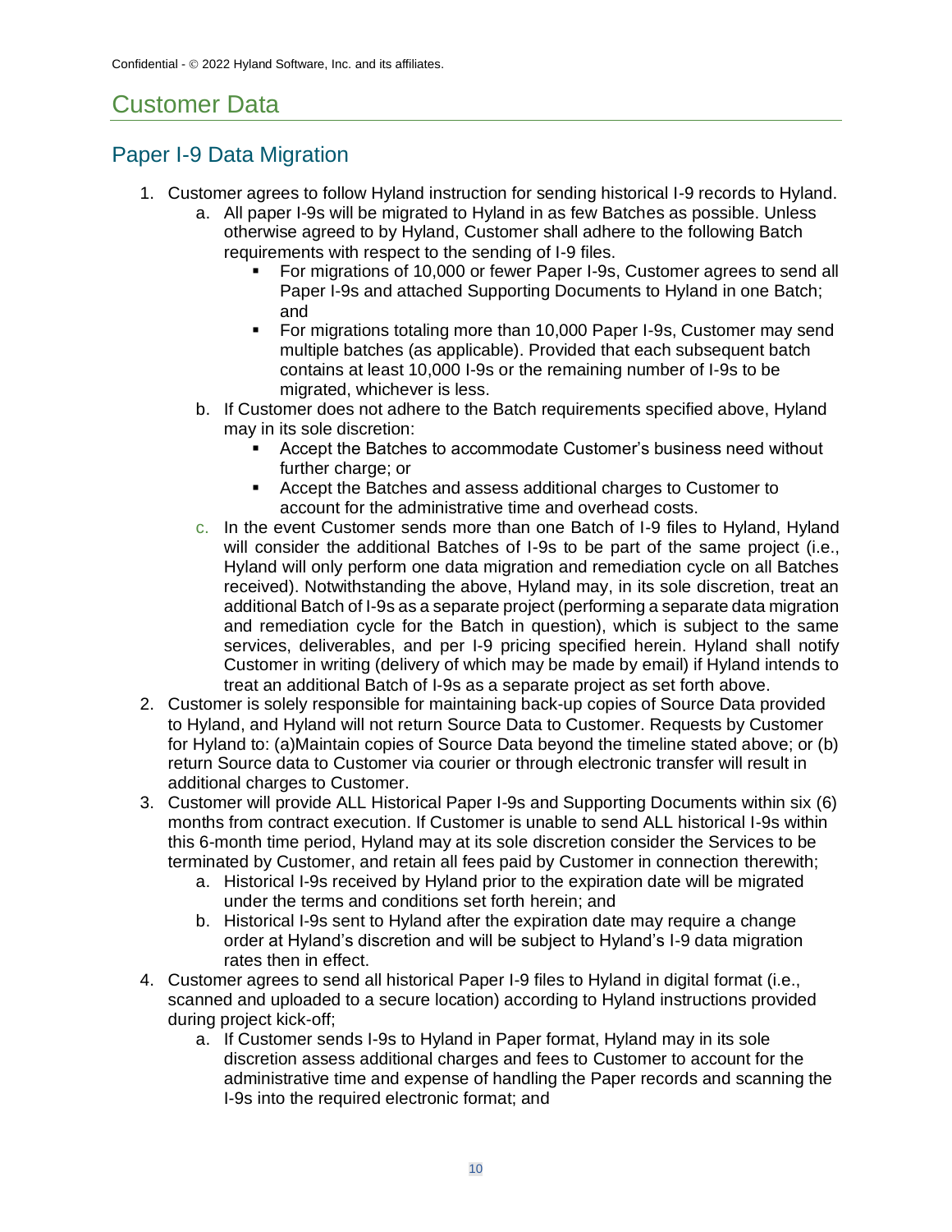# Customer Data

## Paper I-9 Data Migration

1. Customer agrees to follow Hyland instruction for sending historical I-9 records to Hyland.
   a. All paper I-9s will be migrated to Hyland in as few Batches as possible. Unless otherwise agreed to by Hyland, Customer shall adhere to the following Batch requirements with respect to the sending of I-9 files.
      - For migrations of 10,000 or fewer Paper I-9s, Customer agrees to send all Paper I-9s and attached Supporting Documents to Hyland in one Batch; and
      - For migrations totaling more than 10,000 Paper I-9s, Customer may send multiple batches (as applicable). Provided that each subsequent batch contains at least 10,000 I-9s or the remaining number of I-9s to be migrated, whichever is less.

   b. If Customer does not adhere to the Batch requirements specified above, Hyland may in its sole discretion:
      - Accept the Batches to accommodate Customer's business need without further charge; or
      - Accept the Batches and assess additional charges to Customer to account for the administrative time and overhead costs.

   c. In the event Customer sends more than one Batch of I-9 files to Hyland, Hyland will consider the additional Batches of I-9s to be part of the same project (i.e., Hyland will only perform one data migration and remediation cycle on all Batches received). Notwithstanding the above, Hyland may, in its sole discretion, treat an additional Batch of I-9s as a separate project (performing a separate data migration and remediation cycle for the Batch in question), which is subject to the same services, deliverables, and per I-9 pricing specified herein. Hyland shall notify Customer in writing (delivery of which may be made by email) if Hyland intends to treat an additional Batch of I-9s as a separate project as set forth above.

2. Customer is solely responsible for maintaining back-up copies of Source Data provided to Hyland, and Hyland will not return Source Data to Customer. Requests by Customer for Hyland to: (a)Maintain copies of Source Data beyond the timeline stated above; or (b) return Source data to Customer via courier or through electronic transfer will result in additional charges to Customer.

3. Customer will provide ALL Historical Paper I-9s and Supporting Documents within six (6) months from contract execution. If Customer is unable to send ALL historical I-9s within this 6-month time period, Hyland may at its sole discretion consider the Services to be terminated by Customer, and retain all fees paid by Customer in connection therewith;
   a. Historical I-9s received by Hyland prior to the expiration date will be migrated under the terms and conditions set forth herein; and
   b. Historical I-9s sent to Hyland after the expiration date may require a change order at Hyland's discretion and will be subject to Hyland's I-9 data migration rates then in effect.

4. Customer agrees to send all historical Paper I-9 files to Hyland in digital format (i.e., scanned and uploaded to a secure location) according to Hyland instructions provided during project kick-off;
   a. If Customer sends I-9s to Hyland in Paper format, Hyland may in its sole discretion assess additional charges and fees to Customer to account for the administrative time and expense of handling the Paper records and scanning the I-9s into the required electronic format; and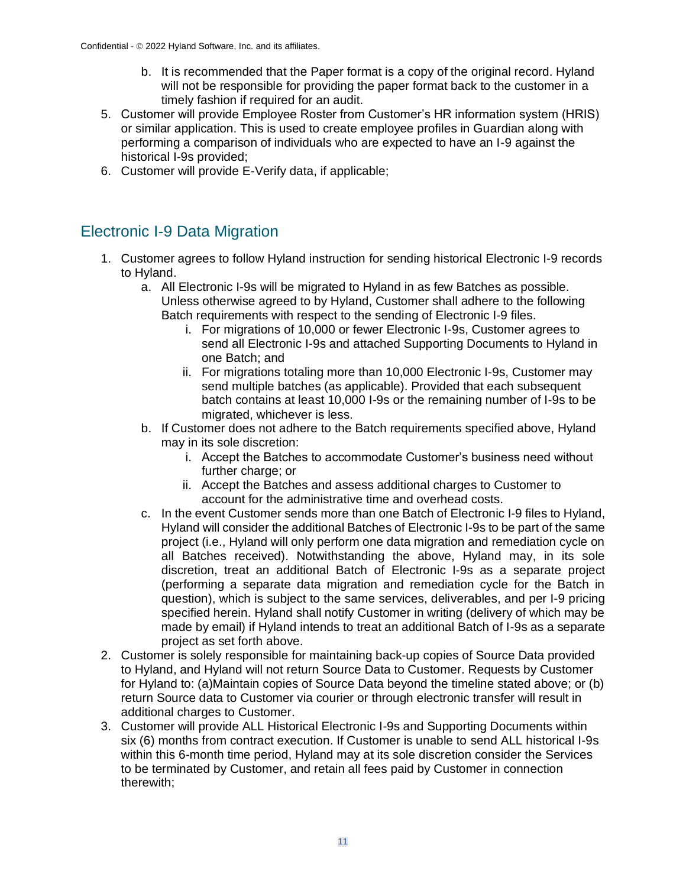b. It is recommended that the Paper format is a copy of the original record. Hyland will not be responsible for providing the paper format back to the customer in a timely fashion if required for an audit.

5. Customer will provide Employee Roster from Customer's HR information system (HRIS) or similar application. This is used to create employee profiles in Guardian along with performing a comparison of individuals who are expected to have an I-9 against the historical I-9s provided;
6. Customer will provide E-Verify data, if applicable;

## Electronic I-9 Data Migration

1. Customer agrees to follow Hyland instruction for sending historical Electronic I-9 records to Hyland.
   a. All Electronic I-9s will be migrated to Hyland in as few Batches as possible. Unless otherwise agreed to by Hyland, Customer shall adhere to the following Batch requirements with respect to the sending of Electronic I-9 files.
      i. For migrations of 10,000 or fewer Electronic I-9s, Customer agrees to send all Electronic I-9s and attached Supporting Documents to Hyland in one Batch; and
      ii. For migrations totaling more than 10,000 Electronic I-9s, Customer may send multiple batches (as applicable). Provided that each subsequent batch contains at least 10,000 I-9s or the remaining number of I-9s to be migrated, whichever is less.
   b. If Customer does not adhere to the Batch requirements specified above, Hyland may in its sole discretion:
      i. Accept the Batches to accommodate Customer's business need without further charge; or
      ii. Accept the Batches and assess additional charges to Customer to account for the administrative time and overhead costs.
   c. In the event Customer sends more than one Batch of Electronic I-9 files to Hyland, Hyland will consider the additional Batches of Electronic I-9s to be part of the same project (i.e., Hyland will only perform one data migration and remediation cycle on all Batches received). Notwithstanding the above, Hyland may, in its sole discretion, treat an additional Batch of Electronic I-9s as a separate project (performing a separate data migration and remediation cycle for the Batch in question), which is subject to the same services, deliverables, and per I-9 pricing specified herein. Hyland shall notify Customer in writing (delivery of which may be made by email) if Hyland intends to treat an additional Batch of I-9s as a separate project as set forth above.
2. Customer is solely responsible for maintaining back-up copies of Source Data provided to Hyland, and Hyland will not return Source Data to Customer. Requests by Customer for Hyland to: (a)Maintain copies of Source Data beyond the timeline stated above; or (b) return Source data to Customer via courier or through electronic transfer will result in additional charges to Customer.
3. Customer will provide ALL Historical Electronic I-9s and Supporting Documents within six (6) months from contract execution. If Customer is unable to send ALL historical I-9s within this 6-month time period, Hyland may at its sole discretion consider the Services to be terminated by Customer, and retain all fees paid by Customer in connection therewith;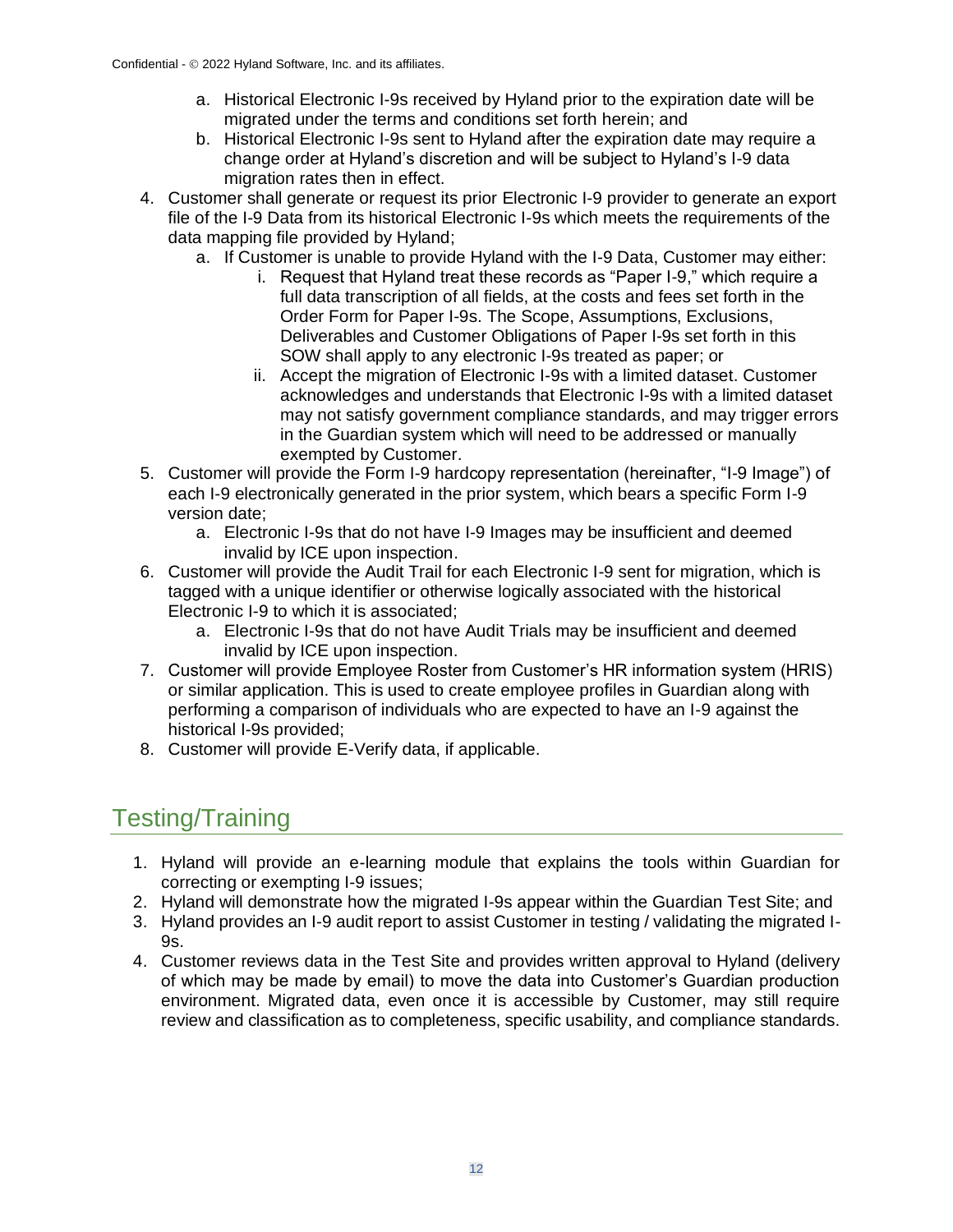a. Historical Electronic I-9s received by Hyland prior to the expiration date will be migrated under the terms and conditions set forth herein; and
   b. Historical Electronic I-9s sent to Hyland after the expiration date may require a change order at Hyland's discretion and will be subject to Hyland's I-9 data migration rates then in effect.

4. Customer shall generate or request its prior Electronic I-9 provider to generate an export file of the I-9 Data from its historical Electronic I-9s which meets the requirements of the data mapping file provided by Hyland;
   a. If Customer is unable to provide Hyland with the I-9 Data, Customer may either:
      i. Request that Hyland treat these records as "Paper I-9," which require a full data transcription of all fields, at the costs and fees set forth in the Order Form for Paper I-9s. The Scope, Assumptions, Exclusions, Deliverables and Customer Obligations of Paper I-9s set forth in this SOW shall apply to any electronic I-9s treated as paper; or
      ii. Accept the migration of Electronic I-9s with a limited dataset. Customer acknowledges and understands that Electronic I-9s with a limited dataset may not satisfy government compliance standards, and may trigger errors in the Guardian system which will need to be addressed or manually exempted by Customer.
5. Customer will provide the Form I-9 hardcopy representation (hereinafter, "I-9 Image") of each I-9 electronically generated in the prior system, which bears a specific Form I-9 version date;
   a. Electronic I-9s that do not have I-9 Images may be insufficient and deemed invalid by ICE upon inspection.
6. Customer will provide the Audit Trail for each Electronic I-9 sent for migration, which is tagged with a unique identifier or otherwise logically associated with the historical Electronic I-9 to which it is associated;
   a. Electronic I-9s that do not have Audit Trials may be insufficient and deemed invalid by ICE upon inspection.
7. Customer will provide Employee Roster from Customer's HR information system (HRIS) or similar application. This is used to create employee profiles in Guardian along with performing a comparison of individuals who are expected to have an I-9 against the historical I-9s provided;
8. Customer will provide E-Verify data, if applicable.

## Testing/Training

1. Hyland will provide an e-learning module that explains the tools within Guardian for correcting or exempting I-9 issues;
2. Hyland will demonstrate how the migrated I-9s appear within the Guardian Test Site; and
3. Hyland provides an I-9 audit report to assist Customer in testing / validating the migrated I-9s.
4. Customer reviews data in the Test Site and provides written approval to Hyland (delivery of which may be made by email) to move the data into Customer's Guardian production environment. Migrated data, even once it is accessible by Customer, may still require review and classification as to completeness, specific usability, and compliance standards.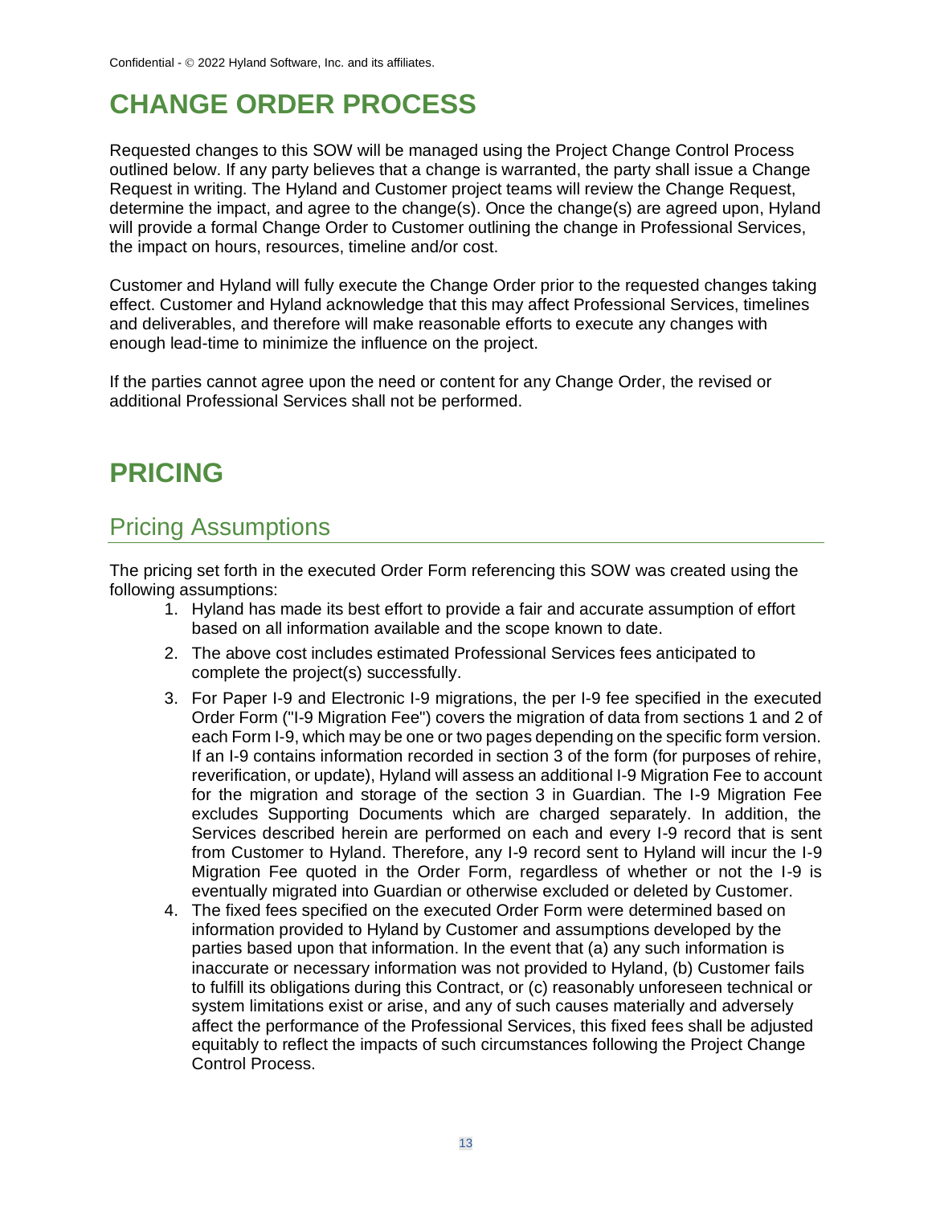# CHANGE ORDER PROCESS

Requested changes to this SOW will be managed using the Project Change Control Process outlined below. If any party believes that a change is warranted, the party shall issue a Change Request in writing. The Hyland and Customer project teams will review the Change Request, determine the impact, and agree to the change(s). Once the change(s) are agreed upon, Hyland will provide a formal Change Order to Customer outlining the change in Professional Services, the impact on hours, resources, timeline and/or cost.

Customer and Hyland will fully execute the Change Order prior to the requested changes taking effect. Customer and Hyland acknowledge that this may affect Professional Services, timelines and deliverables, and therefore will make reasonable efforts to execute any changes with enough lead-time to minimize the influence on the project.

If the parties cannot agree upon the need or content for any Change Order, the revised or additional Professional Services shall not be performed.

# PRICING

## Pricing Assumptions

The pricing set forth in the executed Order Form referencing this SOW was created using the following assumptions:

1. Hyland has made its best effort to provide a fair and accurate assumption of effort based on all information available and the scope known to date.
2. The above cost includes estimated Professional Services fees anticipated to complete the project(s) successfully.
3. For Paper I-9 and Electronic I-9 migrations, the per I-9 fee specified in the executed Order Form ("I-9 Migration Fee") covers the migration of data from sections 1 and 2 of each Form I-9, which may be one or two pages depending on the specific form version. If an I-9 contains information recorded in section 3 of the form (for purposes of rehire, reverification, or update), Hyland will assess an additional I-9 Migration Fee to account for the migration and storage of the section 3 in Guardian. The I-9 Migration Fee excludes Supporting Documents which are charged separately. In addition, the Services described herein are performed on each and every I-9 record that is sent from Customer to Hyland. Therefore, any I-9 record sent to Hyland will incur the I-9 Migration Fee quoted in the Order Form, regardless of whether or not the I-9 is eventually migrated into Guardian or otherwise excluded or deleted by Customer.
4. The fixed fees specified on the executed Order Form were determined based on information provided to Hyland by Customer and assumptions developed by the parties based upon that information. In the event that (a) any such information is inaccurate or necessary information was not provided to Hyland, (b) Customer fails to fulfill its obligations during this Contract, or (c) reasonably unforeseen technical or system limitations exist or arise, and any of such causes materially and adversely affect the performance of the Professional Services, this fixed fees shall be adjusted equitably to reflect the impacts of such circumstances following the Project Change Control Process.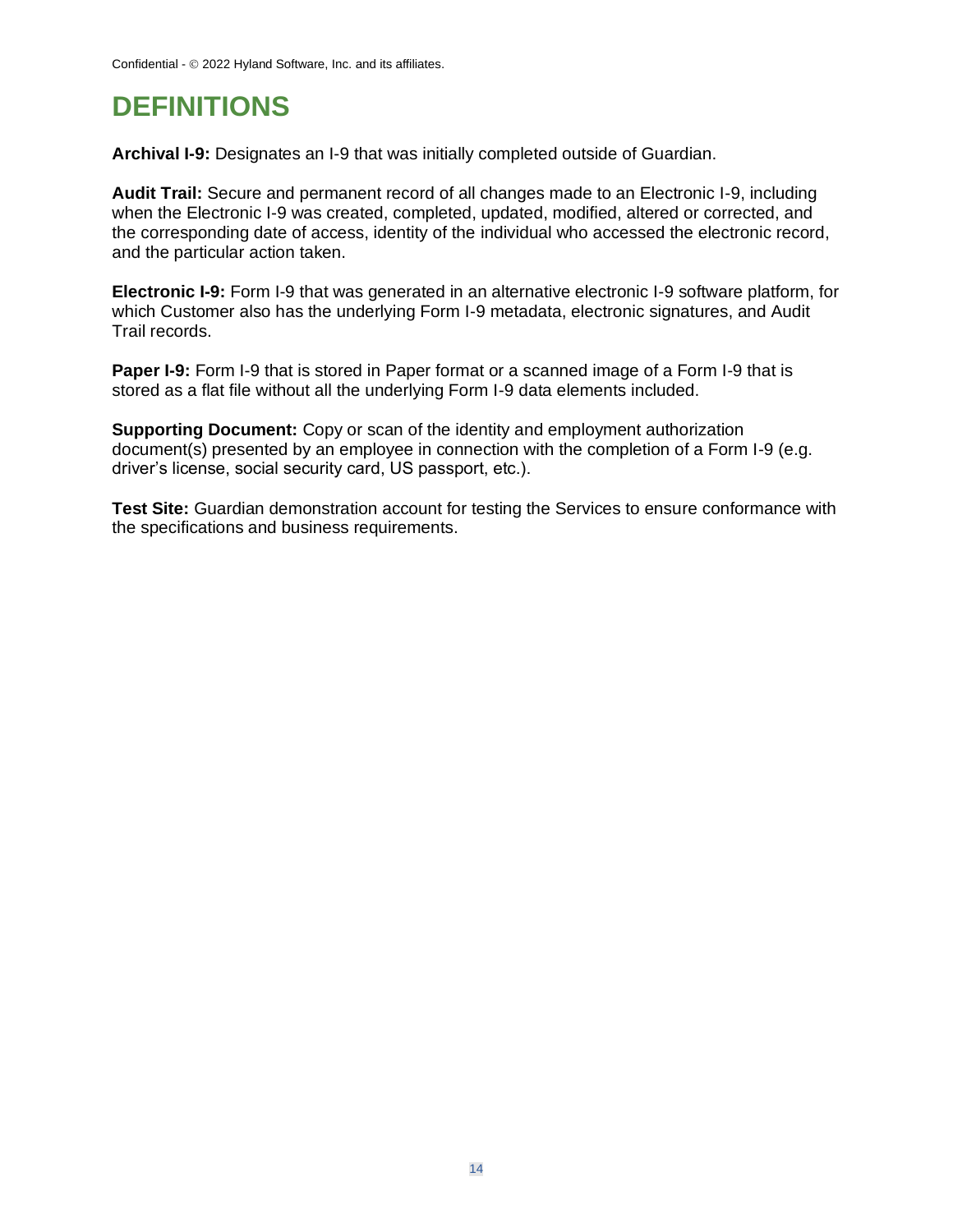# DEFINITIONS

**Archival I-9:** Designates an I-9 that was initially completed outside of Guardian.

**Audit Trail:** Secure and permanent record of all changes made to an Electronic I-9, including when the Electronic I-9 was created, completed, updated, modified, altered or corrected, and the corresponding date of access, identity of the individual who accessed the electronic record, and the particular action taken.

**Electronic I-9:** Form I-9 that was generated in an alternative electronic I-9 software platform, for which Customer also has the underlying Form I-9 metadata, electronic signatures, and Audit Trail records.

**Paper I-9:** Form I-9 that is stored in Paper format or a scanned image of a Form I-9 that is stored as a flat file without all the underlying Form I-9 data elements included.

**Supporting Document:** Copy or scan of the identity and employment authorization document(s) presented by an employee in connection with the completion of a Form I-9 (e.g. driver's license, social security card, US passport, etc.).

**Test Site:** Guardian demonstration account for testing the Services to ensure conformance with the specifications and business requirements.